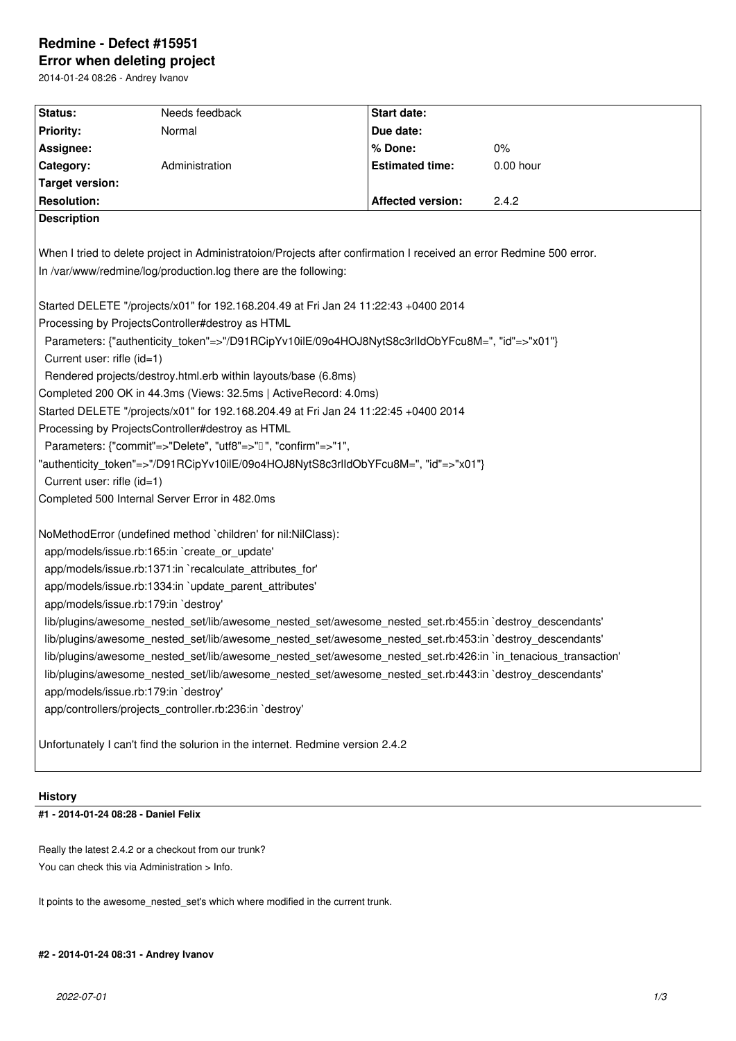# Redmine - Defect #15951

## Error when deleting project

2014-01-24 08:26 - Andrey Ivanov

| Status: | Needs feedback | Start date: | |
|---|---|---|---|
| Priority: | Normal | Due date: | |
| Assignee: | | % Done: | 0% |
| Category: | Administration | Estimated time: | 0.00 hour |
| Target version: | | | |
| Resolution: | | Affected version: | 2.4.2 |

**Description**

When I tried to delete project in Administratoion/Projects after confirmation I received an error Redmine 500 error.
In /var/www/redmine/log/production.log there are the following:

```
Started DELETE "/projects/x01" for 192.168.204.49 at Fri Jan 24 11:22:43 +0400 2014
Processing by ProjectsController#destroy as HTML
  Parameters: {"authenticity_token"=>"/D91RCipYv10ilE/09o4HOJ8NytS8c3rlIdObYFcu8M=", "id"=>"x01"}
  Current user: rifle (id=1)
  Rendered projects/destroy.html.erb within layouts/base (6.8ms)
Completed 200 OK in 44.3ms (Views: 32.5ms | ActiveRecord: 4.0ms)
Started DELETE "/projects/x01" for 192.168.204.49 at Fri Jan 24 11:22:45 +0400 2014
Processing by ProjectsController#destroy as HTML
  Parameters: {"commit"=>"Delete", "utf8"=>"�", "confirm"=>"1",
"authenticity_token"=>"/D91RCipYv10ilE/09o4HOJ8NytS8c3rlIdObYFcu8M=", "id"=>"x01"}
  Current user: rifle (id=1)
Completed 500 Internal Server Error in 482.0ms

NoMethodError (undefined method `children' for nil:NilClass):
  app/models/issue.rb:165:in `create_or_update'
  app/models/issue.rb:1371:in `recalculate_attributes_for'
  app/models/issue.rb:1334:in `update_parent_attributes'
  app/models/issue.rb:179:in `destroy'
  lib/plugins/awesome_nested_set/lib/awesome_nested_set/awesome_nested_set.rb:455:in `destroy_descendants'
  lib/plugins/awesome_nested_set/lib/awesome_nested_set/awesome_nested_set.rb:453:in `destroy_descendants'
  lib/plugins/awesome_nested_set/lib/awesome_nested_set/awesome_nested_set.rb:426:in `in_tenacious_transaction'
  lib/plugins/awesome_nested_set/lib/awesome_nested_set/awesome_nested_set.rb:443:in `destroy_descendants'
  app/models/issue.rb:179:in `destroy'
  app/controllers/projects_controller.rb:236:in `destroy'
```

Unfortunately I can't find the solurion in the internet. Redmine version 2.4.2

## History

#### #1 - 2014-01-24 08:28 - Daniel Felix

Really the latest 2.4.2 or a checkout from our trunk?
You can check this via Administration > Info.

It points to the awesome_nested_set's which where modified in the current trunk.

#### #2 - 2014-01-24 08:31 - Andrey Ivanov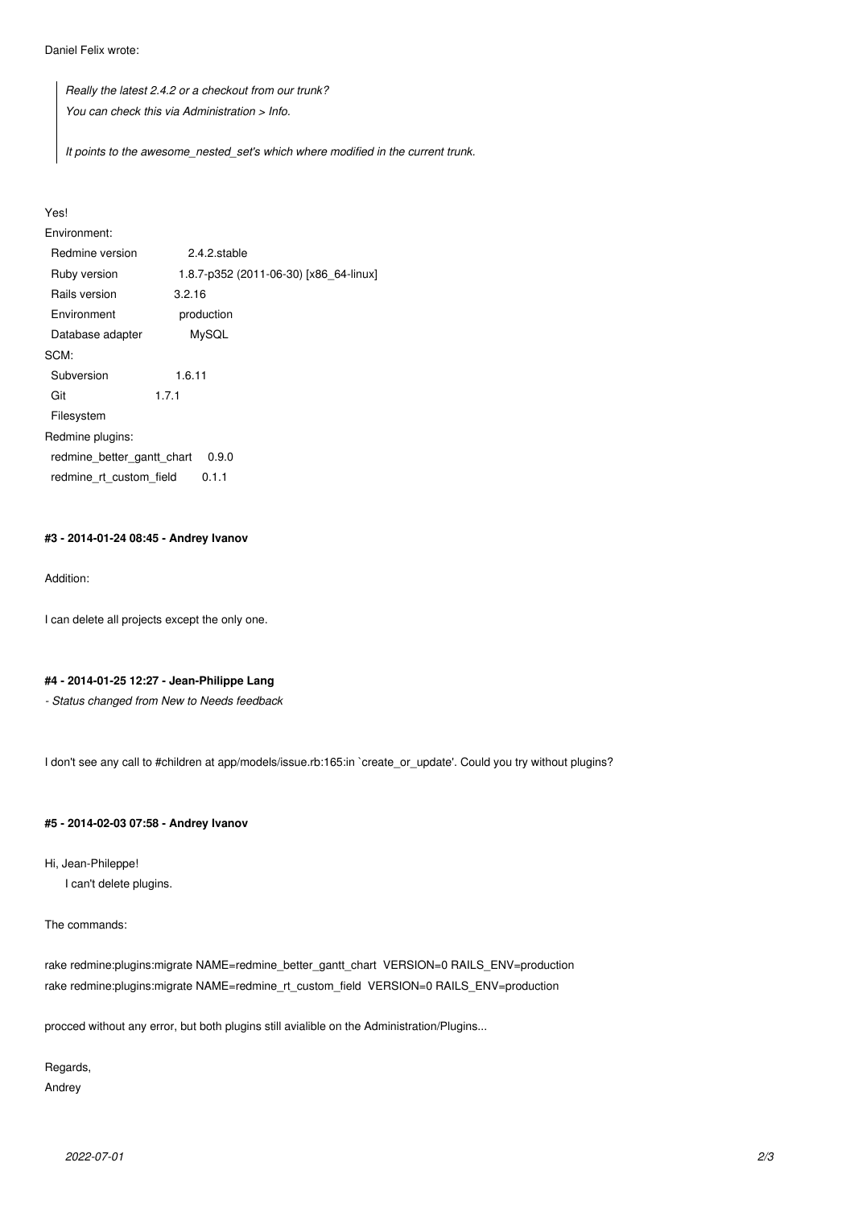Daniel Felix wrote:

> *Really the latest 2.4.2 or a checkout from our trunk?*
> *You can check this via Administration > Info.*
>
> *It points to the awesome_nested_set's which where modified in the current trunk.*

Yes!

Environment:
  Redmine version                2.4.2.stable
  Ruby version                   1.8.7-p352 (2011-06-30) [x86_64-linux]
  Rails version                  3.2.16
  Environment                    production
  Database adapter               MySQL
SCM:
  Subversion                     1.6.11
  Git                            1.7.1
  Filesystem
Redmine plugins:
  redmine_better_gantt_chart     0.9.0
  redmine_rt_custom_field        0.1.1

#### #3 - 2014-01-24 08:45 - Andrey Ivanov

Addition:

I can delete all projects except the only one.

#### #4 - 2014-01-25 12:27 - Jean-Philippe Lang

*- Status changed from New to Needs feedback*

I don't see any call to #children at app/models/issue.rb:165:in `create_or_update'. Could you try without plugins?

#### #5 - 2014-02-03 07:58 - Andrey Ivanov

Hi, Jean-Phileppe!
    I can't delete plugins.

The commands:

rake redmine:plugins:migrate NAME=redmine_better_gantt_chart  VERSION=0 RAILS_ENV=production
rake redmine:plugins:migrate NAME=redmine_rt_custom_field  VERSION=0 RAILS_ENV=production

procced without any error, but both plugins still avialible on the Administration/Plugins...

Regards,
Andrey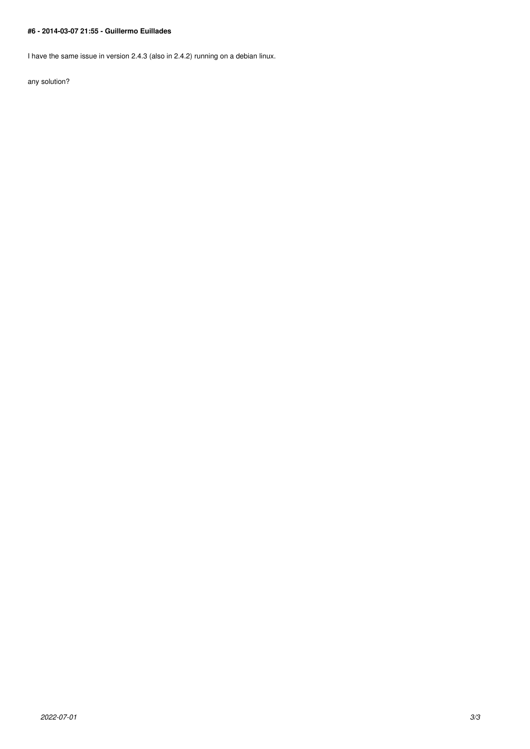**#6 - 2014-03-07 21:55 - Guillermo Euillades**

I have the same issue in version 2.4.3 (also in 2.4.2) running on a debian linux.

any solution?